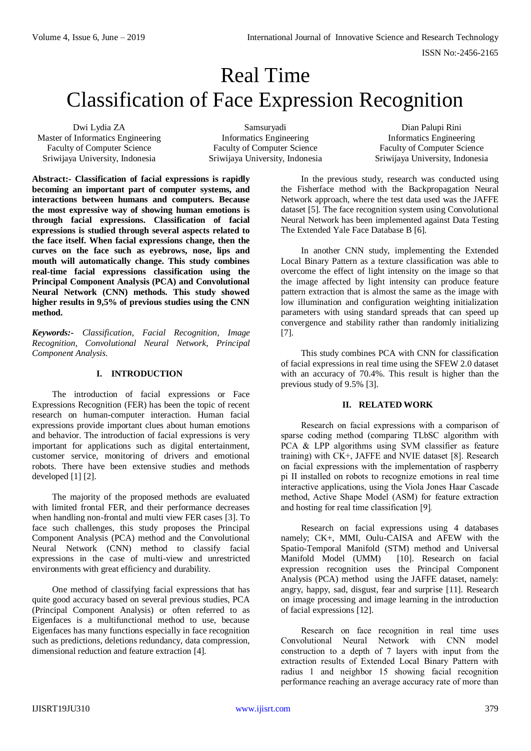# Real Time Classification of Face Expression Recognition

Dwi Lydia ZA
Master of Informatics Engineering
Faculty of Computer Science
Sriwijaya University, Indonesia

Samsuryadi
Informatics Engineering
Faculty of Computer Science
Sriwijaya University, Indonesia

Dian Palupi Rini
Informatics Engineering
Faculty of Computer Science
Sriwijaya University, Indonesia

**Abstract:- Classification of facial expressions is rapidly becoming an important part of computer systems, and interactions between humans and computers. Because the most expressive way of showing human emotions is through facial expressions. Classification of facial expressions is studied through several aspects related to the face itself. When facial expressions change, then the curves on the face such as eyebrows, nose, lips and mouth will automatically change. This study combines real-time facial expressions classification using the Principal Component Analysis (PCA) and Convolutional Neural Network (CNN) methods. This study showed higher results in 9,5% of previous studies using the CNN method.**

***Keywords:-** Classification, Facial Recognition, Image Recognition, Convolutional Neural Network, Principal Component Analysis.*

## I. INTRODUCTION

The introduction of facial expressions or Face Expressions Recognition (FER) has been the topic of recent research on human-computer interaction. Human facial expressions provide important clues about human emotions and behavior. The introduction of facial expressions is very important for applications such as digital entertainment, customer service, monitoring of drivers and emotional robots. There have been extensive studies and methods developed [1] [2].

The majority of the proposed methods are evaluated with limited frontal FER, and their performance decreases when handling non-frontal and multi view FER cases [3]. To face such challenges, this study proposes the Principal Component Analysis (PCA) method and the Convolutional Neural Network (CNN) method to classify facial expressions in the case of multi-view and unrestricted environments with great efficiency and durability.

One method of classifying facial expressions that has quite good accuracy based on several previous studies, PCA (Principal Component Analysis) or often referred to as Eigenfaces is a multifunctional method to use, because Eigenfaces has many functions especially in face recognition such as predictions, deletions redundancy, data compression, dimensional reduction and feature extraction [4].

In the previous study, research was conducted using the Fisherface method with the Backpropagation Neural Network approach, where the test data used was the JAFFE dataset [5]. The face recognition system using Convolutional Neural Network has been implemented against Data Testing The Extended Yale Face Database B [6].

In another CNN study, implementing the Extended Local Binary Pattern as a texture classification was able to overcome the effect of light intensity on the image so that the image affected by light intensity can produce feature pattern extraction that is almost the same as the image with low illumination and configuration weighting initialization parameters with using standard spreads that can speed up convergence and stability rather than randomly initializing [7].

This study combines PCA with CNN for classification of facial expressions in real time using the SFEW 2.0 dataset with an accuracy of 70.4%. This result is higher than the previous study of 9.5% [3].

## II. RELATED WORK

Research on facial expressions with a comparison of sparse coding method (comparing TLbSC algorithm with PCA & LPP algorithms using SVM classifier as feature training) with CK+, JAFFE and NVIE dataset [8]. Research on facial expressions with the implementation of raspberry pi II installed on robots to recognize emotions in real time interactive applications, using the Viola Jones Haar Cascade method, Active Shape Model (ASM) for feature extraction and hosting for real time classification [9].

Research on facial expressions using 4 databases namely; CK+, MMI, Oulu-CAISA and AFEW with the Spatio-Temporal Manifold (STM) method and Universal Manifold Model (UMM) [10]. Research on facial expression recognition uses the Principal Component Analysis (PCA) method using the JAFFE dataset, namely: angry, happy, sad, disgust, fear and surprise [11]. Research on image processing and image learning in the introduction of facial expressions [12].

Research on face recognition in real time uses Convolutional Neural Network with CNN model construction to a depth of 7 layers with input from the extraction results of Extended Local Binary Pattern with radius 1 and neighbor 15 showing facial recognition performance reaching an average accuracy rate of more than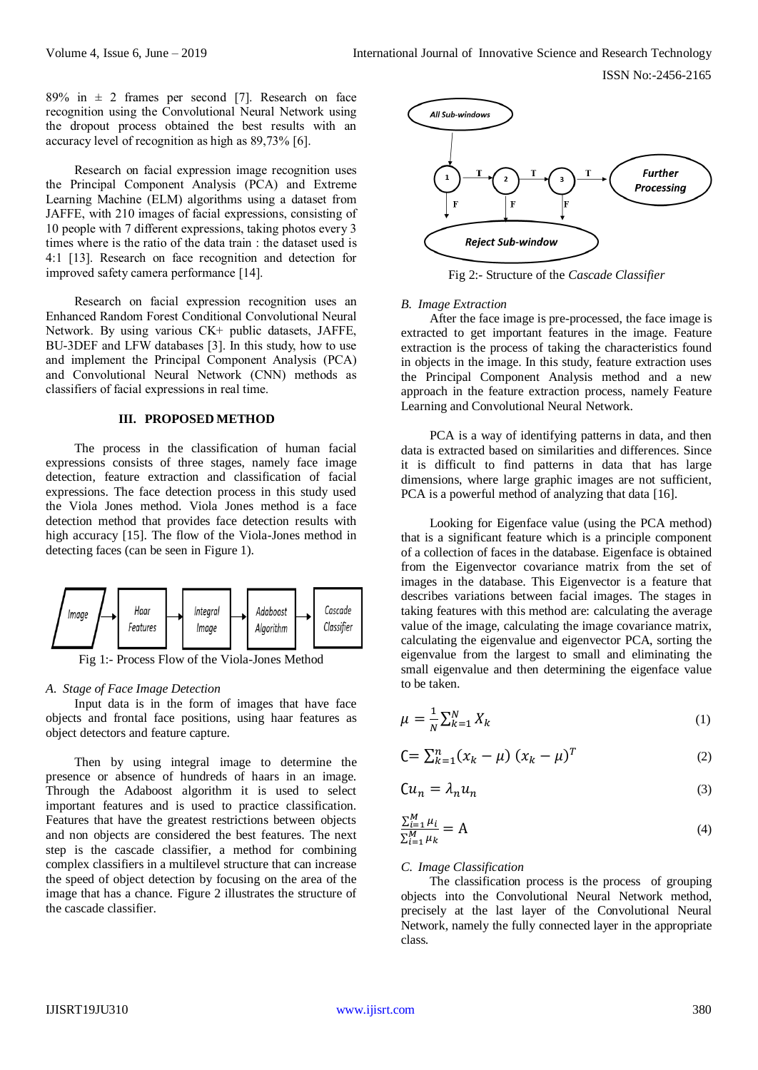89% in ± 2 frames per second [7]. Research on face recognition using the Convolutional Neural Network using the dropout process obtained the best results with an accuracy level of recognition as high as 89,73% [6].

Research on facial expression image recognition uses the Principal Component Analysis (PCA) and Extreme Learning Machine (ELM) algorithms using a dataset from JAFFE, with 210 images of facial expressions, consisting of 10 people with 7 different expressions, taking photos every 3 times where is the ratio of the data train : the dataset used is 4:1 [13]. Research on face recognition and detection for improved safety camera performance [14].

Research on facial expression recognition uses an Enhanced Random Forest Conditional Convolutional Neural Network. By using various CK+ public datasets, JAFFE, BU-3DEF and LFW databases [3]. In this study, how to use and implement the Principal Component Analysis (PCA) and Convolutional Neural Network (CNN) methods as classifiers of facial expressions in real time.

## III. PROPOSED METHOD

The process in the classification of human facial expressions consists of three stages, namely face image detection, feature extraction and classification of facial expressions. The face detection process in this study used the Viola Jones method. Viola Jones method is a face detection method that provides face detection results with high accuracy [15]. The flow of the Viola-Jones method in detecting faces (can be seen in Figure 1).

Image → Haar Features → Integral Image → Adaboost Algorithm → Cascade Classifier

Fig 1:- Process Flow of the Viola-Jones Method

### A. *Stage of Face Image Detection*

Input data is in the form of images that have face objects and frontal face positions, using haar features as object detectors and feature capture.

Then by using integral image to determine the presence or absence of hundreds of haars in an image. Through the Adaboost algorithm it is used to select important features and is used to practice classification. Features that have the greatest restrictions between objects and non objects are considered the best features. The next step is the cascade classifier, a method for combining complex classifiers in a multilevel structure that can increase the speed of object detection by focusing on the area of the image that has a chance. Figure 2 illustrates the structure of the cascade classifier.

All Sub-windows → 1 –T→ 2 –T→ 3 –T→ Further Processing; F → Reject Sub-window

Fig 2:- Structure of the *Cascade Classifier*

### B. *Image Extraction*

After the face image is pre-processed, the face image is extracted to get important features in the image. Feature extraction is the process of taking the characteristics found in objects in the image. In this study, feature extraction uses the Principal Component Analysis method and a new approach in the feature extraction process, namely Feature Learning and Convolutional Neural Network.

PCA is a way of identifying patterns in data, and then data is extracted based on similarities and differences. Since it is difficult to find patterns in data that has large dimensions, where large graphic images are not sufficient, PCA is a powerful method of analyzing that data [16].

Looking for Eigenface value (using the PCA method) that is a significant feature which is a principle component of a collection of faces in the database. Eigenface is obtained from the Eigenvector covariance matrix from the set of images in the database. This Eigenvector is a feature that describes variations between facial images. The stages in taking features with this method are: calculating the average value of the image, calculating the image covariance matrix, calculating the eigenvalue and eigenvector PCA, sorting the eigenvalue from the largest to small and eliminating the small eigenvalue and then determining the eigenface value to be taken.

$$\mu = \frac{1}{N}\sum_{k=1}^{N} X_k \tag{1}$$

$$C = \sum_{k=1}^{n} (x_k - \mu)\,(x_k - \mu)^T \tag{2}$$

$$Cu_n = \lambda_n u_n \tag{3}$$

$$\frac{\sum_{i=1}^{M} \mu_i}{\sum_{i=1}^{M} \mu_k} = \text{A} \tag{4}$$

### C. *Image Classification*

The classification process is the process of grouping objects into the Convolutional Neural Network method, precisely at the last layer of the Convolutional Neural Network, namely the fully connected layer in the appropriate class.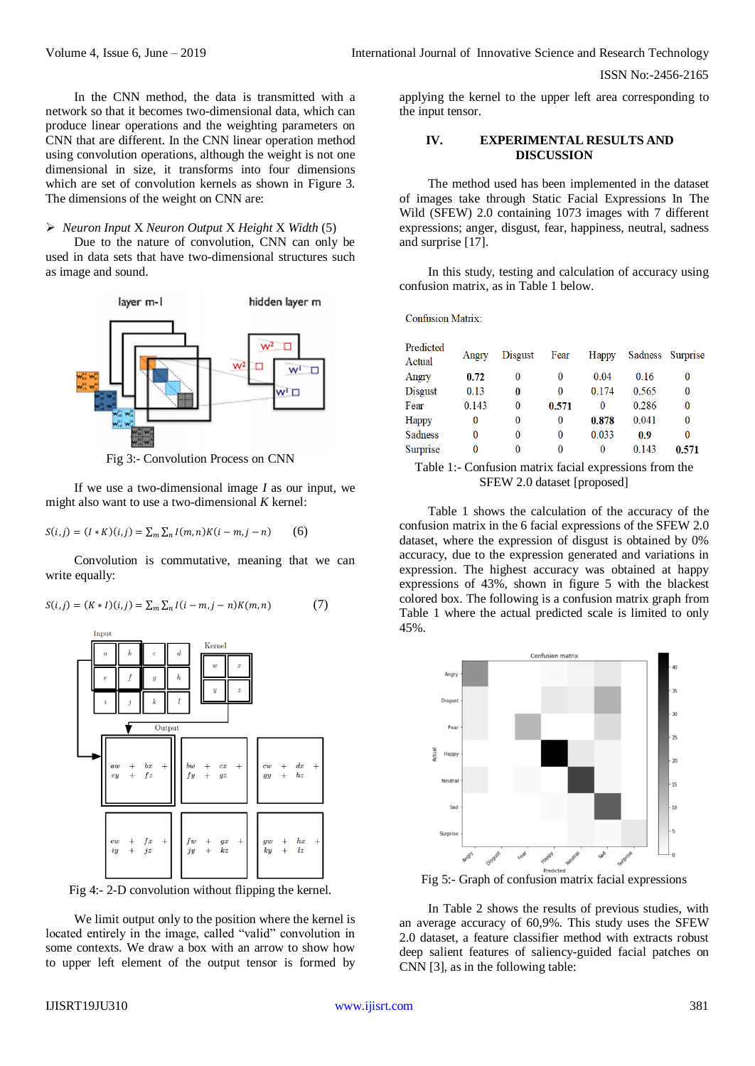In the CNN method, the data is transmitted with a network so that it becomes two-dimensional data, which can produce linear operations and the weighting parameters on CNN that are different. In the CNN linear operation method using convolution operations, although the weight is not one dimensional in size, it transforms into four dimensions which are set of convolution kernels as shown in Figure 3. The dimensions of the weight on CNN are:

- *Neuron Input* X *Neuron Output* X *Height* X *Width* (5)

Due to the nature of convolution, CNN can only be used in data sets that have two-dimensional structures such as image and sound.

Fig 3:- Convolution Process on CNN

If we use a two-dimensional image *I* as our input, we might also want to use a two-dimensional *K* kernel:

$$S(i,j) = (I * K)(i,j) = \sum_m \sum_n I(m,n)K(i-m, j-n) \quad (6)$$

Convolution is commutative, meaning that we can write equally:

$$S(i,j) = (K * I)(i,j) = \sum_m \sum_n I(i-m, j-n)K(m,n) \quad (7)$$

Fig 4:- 2-D convolution without flipping the kernel.

We limit output only to the position where the kernel is located entirely in the image, called "valid" convolution in some contexts. We draw a box with an arrow to show how to upper left element of the output tensor is formed by applying the kernel to the upper left area corresponding to the input tensor.

## IV. EXPERIMENTAL RESULTS AND DISCUSSION

The method used has been implemented in the dataset of images take through Static Facial Expressions In The Wild (SFEW) 2.0 containing 1073 images with 7 different expressions; anger, disgust, fear, happiness, neutral, sadness and surprise [17].

In this study, testing and calculation of accuracy using confusion matrix, as in Table 1 below.

Confusion Matrix:

| Predicted / Actual | Angry | Disgust | Fear | Happy | Sadness | Surprise |
|---|---|---|---|---|---|---|
| Angry | **0.72** | 0 | 0 | 0.04 | 0.16 | 0 |
| Disgust | 0.13 | **0** | 0 | 0.174 | 0.565 | 0 |
| Fear | 0.143 | 0 | **0.571** | 0 | 0.286 | 0 |
| Happy | 0 | 0 | 0 | **0.878** | 0.041 | 0 |
| Sadness | 0 | 0 | 0 | 0.033 | **0.9** | 0 |
| Surprise | 0 | 0 | 0 | 0 | 0.143 | **0.571** |

Table 1:- Confusion matrix facial expressions from the SFEW 2.0 dataset [proposed]

Table 1 shows the calculation of the accuracy of the confusion matrix in the 6 facial expressions of the SFEW 2.0 dataset, where the expression of disgust is obtained by 0% accuracy, due to the expression generated and variations in expression. The highest accuracy was obtained at happy expressions of 43%, shown in figure 5 with the blackest colored box. The following is a confusion matrix graph from Table 1 where the actual predicted scale is limited to only 45%.

Fig 5:- Graph of confusion matrix facial expressions

In Table 2 shows the results of previous studies, with an average accuracy of 60,9%. This study uses the SFEW 2.0 dataset, a feature classifier method with extracts robust deep salient features of saliency-guided facial patches on CNN [3], as in the following table: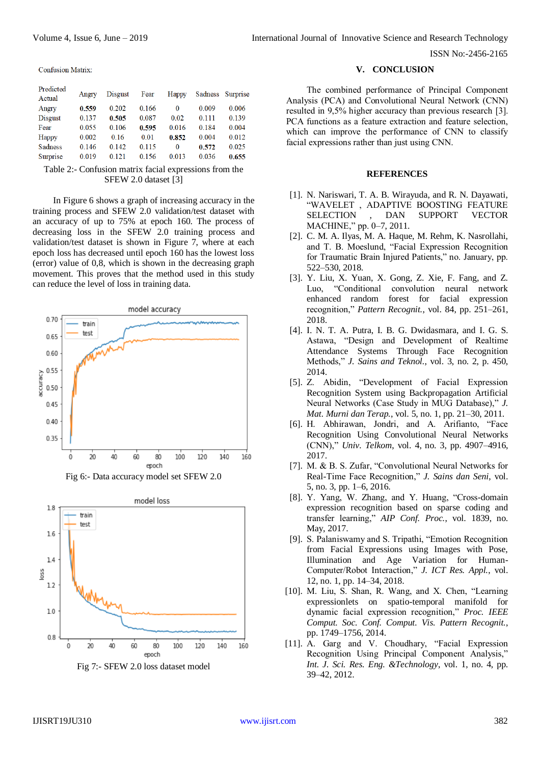Confusion Matrix:

| Predicted / Actual | Angry | Disgust | Fear | Happy | Sadness | Surprise |
|---|---|---|---|---|---|---|
| Angry | **0.559** | 0.202 | 0.166 | 0 | 0.009 | 0.006 |
| Disgust | 0.137 | **0.505** | 0.087 | 0.02 | 0.111 | 0.139 |
| Fear | 0.055 | 0.106 | **0.595** | 0.016 | 0.184 | 0.004 |
| Happy | 0.002 | 0.16 | 0.01 | **0.852** | 0.004 | 0.012 |
| Sadness | 0.146 | 0.142 | 0.115 | 0 | **0.572** | 0.025 |
| Surprise | 0.019 | 0.121 | 0.156 | 0.013 | 0.036 | **0.655** |

Table 2:- Confusion matrix facial expressions from the SFEW 2.0 dataset [3]

In Figure 6 shows a graph of increasing accuracy in the training process and SFEW 2.0 validation/test dataset with an accuracy of up to 75% at epoch 160. The process of decreasing loss in the SFEW 2.0 training process and validation/test dataset is shown in Figure 7, where at each epoch loss has decreased until epoch 160 has the lowest loss (error) value of 0,8, which is shown in the decreasing graph movement. This proves that the method used in this study can reduce the level of loss in training data.

Fig 6:- Data accuracy model set SFEW 2.0

Fig 7:- SFEW 2.0 loss dataset model

## V. CONCLUSION

The combined performance of Principal Component Analysis (PCA) and Convolutional Neural Network (CNN) resulted in 9,5% higher accuracy than previous research [3]. PCA functions as a feature extraction and feature selection, which can improve the performance of CNN to classify facial expressions rather than just using CNN.

## REFERENCES

[1]. N. Nariswari, T. A. B. Wirayuda, and R. N. Dayawati, "WAVELET , ADAPTIVE BOOSTING FEATURE SELECTION , DAN SUPPORT VECTOR MACHINE," pp. 0–7, 2011.

[2]. C. M. A. Ilyas, M. A. Haque, M. Rehm, K. Nasrollahi, and T. B. Moeslund, "Facial Expression Recognition for Traumatic Brain Injured Patients," no. January, pp. 522–530, 2018.

[3]. Y. Liu, X. Yuan, X. Gong, Z. Xie, F. Fang, and Z. Luo, "Conditional convolution neural network enhanced random forest for facial expression recognition," *Pattern Recognit.*, vol. 84, pp. 251–261, 2018.

[4]. I. N. T. A. Putra, I. B. G. Dwidasmara, and I. G. S. Astawa, "Design and Development of Realtime Attendance Systems Through Face Recognition Methods," *J. Sains and Teknol.*, vol. 3, no. 2, p. 450, 2014.

[5]. Z. Abidin, "Development of Facial Expression Recognition System using Backpropagation Artificial Neural Networks (Case Study in MUG Database)," *J. Mat. Murni dan Terap.*, vol. 5, no. 1, pp. 21–30, 2011.

[6]. H. Abhirawan, Jondri, and A. Arifianto, "Face Recognition Using Convolutional Neural Networks (CNN)," *Univ. Telkom*, vol. 4, no. 3, pp. 4907–4916, 2017.

[7]. M. & B. S. Zufar, "Convolutional Neural Networks for Real-Time Face Recognition," *J. Sains dan Seni*, vol. 5, no. 3, pp. 1–6, 2016.

[8]. Y. Yang, W. Zhang, and Y. Huang, "Cross-domain expression recognition based on sparse coding and transfer learning," *AIP Conf. Proc.*, vol. 1839, no. May, 2017.

[9]. S. Palaniswamy and S. Tripathi, "Emotion Recognition from Facial Expressions using Images with Pose, Illumination and Age Variation for Human-Computer/Robot Interaction," *J. ICT Res. Appl.*, vol. 12, no. 1, pp. 14–34, 2018.

[10]. M. Liu, S. Shan, R. Wang, and X. Chen, "Learning expressionlets on spatio-temporal manifold for dynamic facial expression recognition," *Proc. IEEE Comput. Soc. Conf. Comput. Vis. Pattern Recognit.*, pp. 1749–1756, 2014.

[11]. A. Garg and V. Choudhary, "Facial Expression Recognition Using Principal Component Analysis," *Int. J. Sci. Res. Eng. &Technology*, vol. 1, no. 4, pp. 39–42, 2012.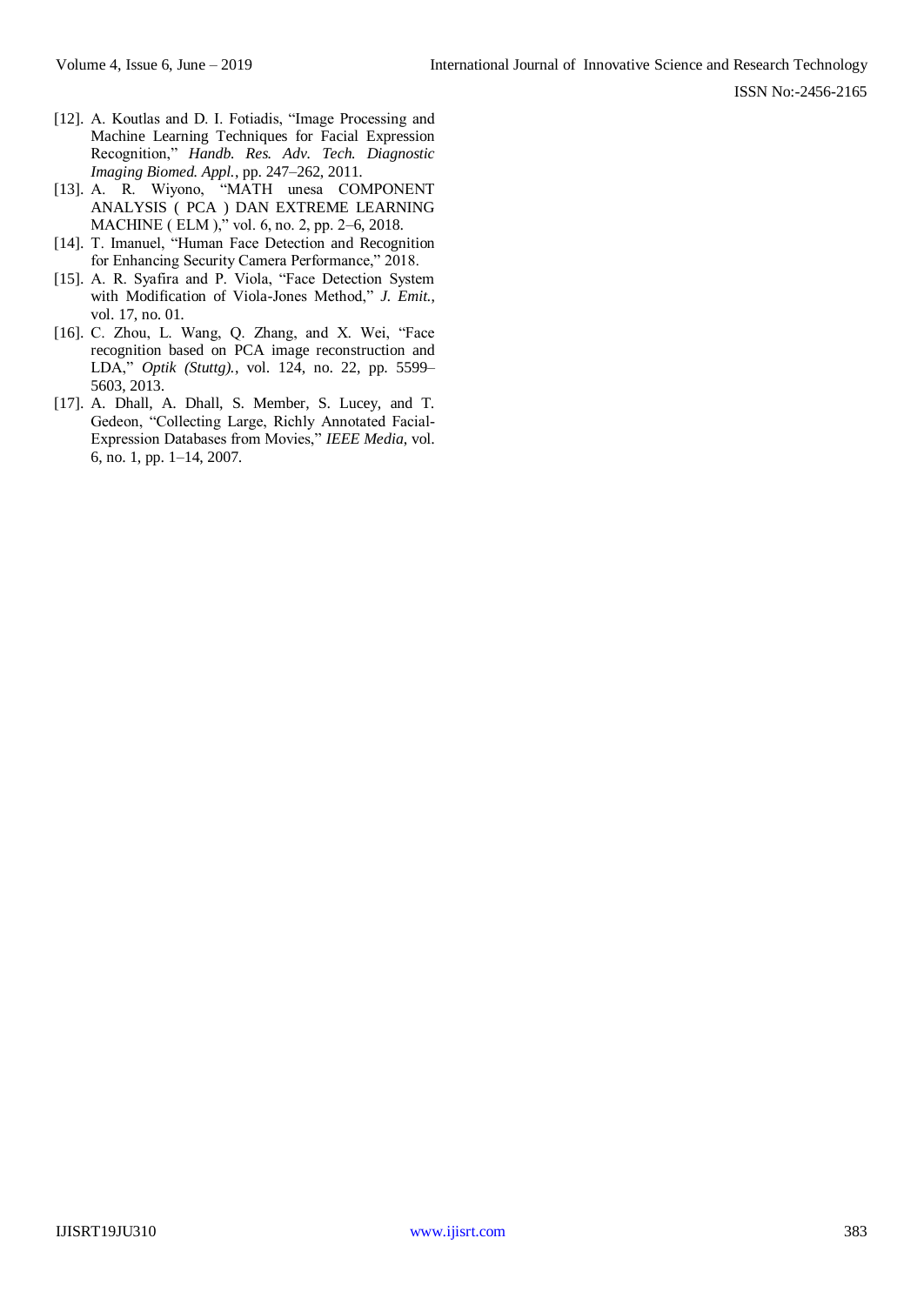[12]. A. Koutlas and D. I. Fotiadis, "Image Processing and Machine Learning Techniques for Facial Expression Recognition," *Handb. Res. Adv. Tech. Diagnostic Imaging Biomed. Appl.*, pp. 247–262, 2011.

[13]. A. R. Wiyono, "MATH unesa COMPONENT ANALYSIS ( PCA ) DAN EXTREME LEARNING MACHINE ( ELM )," vol. 6, no. 2, pp. 2–6, 2018.

[14]. T. Imanuel, "Human Face Detection and Recognition for Enhancing Security Camera Performance," 2018.

[15]. A. R. Syafira and P. Viola, "Face Detection System with Modification of Viola-Jones Method," *J. Emit.*, vol. 17, no. 01.

[16]. C. Zhou, L. Wang, Q. Zhang, and X. Wei, "Face recognition based on PCA image reconstruction and LDA," *Optik (Stuttg).*, vol. 124, no. 22, pp. 5599–5603, 2013.

[17]. A. Dhall, A. Dhall, S. Member, S. Lucey, and T. Gedeon, "Collecting Large, Richly Annotated Facial-Expression Databases from Movies," *IEEE Media*, vol. 6, no. 1, pp. 1–14, 2007.